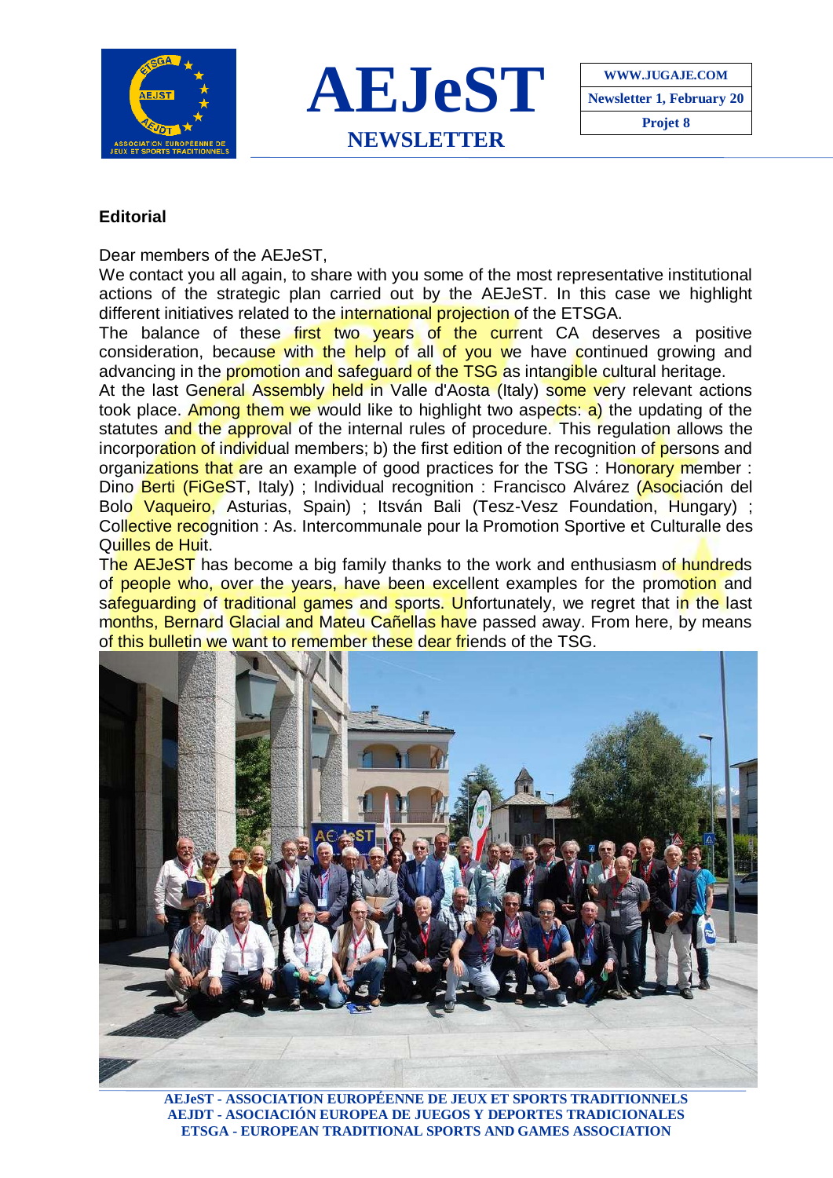# AEJeST

## NEWSLETTER

| WWW.JUGAJE.COM |
|---|
| Newsletter 1, February 20 |
| Projet 8 |

### Editorial

Dear members of the AEJeST,

We contact you all again, to share with you some of the most representative institutional actions of the strategic plan carried out by the AEJeST. In this case we highlight different initiatives related to the international projection of the ETSGA.

The balance of these first two years of the current CA deserves a positive consideration, because with the help of all of you we have continued growing and advancing in the promotion and safeguard of the TSG as intangible cultural heritage.

At the last General Assembly held in Valle d'Aosta (Italy) some very relevant actions took place. Among them we would like to highlight two aspects: a) the updating of the statutes and the approval of the internal rules of procedure. This regulation allows the incorporation of individual members; b) the first edition of the recognition of persons and organizations that are an example of good practices for the TSG : Honorary member : Dino Berti (FiGeST, Italy) ; Individual recognition : Francisco Alvárez (Asociación del Bolo Vaqueiro, Asturias, Spain) ; Itsván Bali (Tesz-Vesz Foundation, Hungary) ; Collective recognition : As. Intercommunale pour la Promotion Sportive et Culturalle des Quilles de Huit.

The AEJeST has become a big family thanks to the work and enthusiasm of hundreds of people who, over the years, have been excellent examples for the promotion and safeguarding of traditional games and sports. Unfortunately, we regret that in the last months, Bernard Glacial and Mateu Cañellas have passed away. From here, by means of this bulletin we want to remember these dear friends of the TSG.

AEJeST - ASSOCIATION EUROPÉENNE DE JEUX ET SPORTS TRADITIONNELS
AEJDT - ASOCIACIÓN EUROPEA DE JUEGOS Y DEPORTES TRADICIONALES
ETSGA - EUROPEAN TRADITIONAL SPORTS AND GAMES ASSOCIATION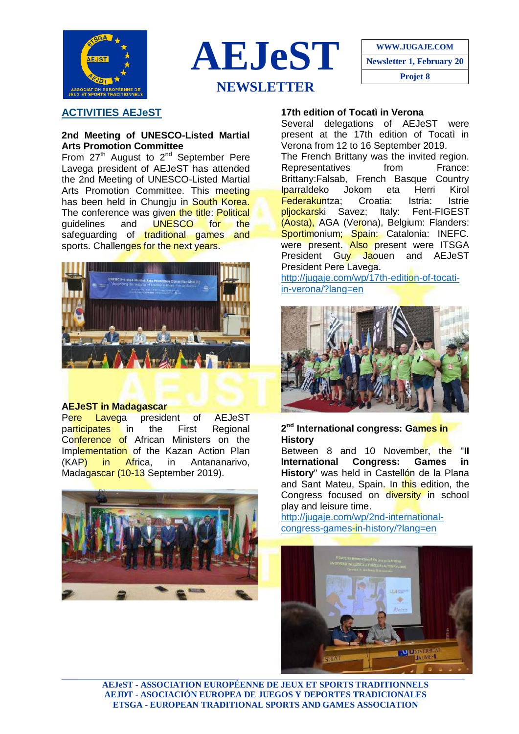# AEJeST NEWSLETTER

WWW.JUGAJE.COM

Newsletter 1, February 20

Projet 8

## ACTIVITIES AEJeST

### 2nd Meeting of UNESCO-Listed Martial Arts Promotion Committee

From 27th August to 2nd September Pere Lavega president of AEJeST has attended the 2nd Meeting of UNESCO-Listed Martial Arts Promotion Committee. This meeting has been held in Chungju in South Korea. The conference was given the title: Political guidelines and UNESCO for the safeguarding of traditional games and sports. Challenges for the next years.

### AEJeST in Madagascar

Pere Lavega president of AEJeST participates in the First Regional Conference of African Ministers on the Implementation of the Kazan Action Plan (KAP) in Africa, in Antananarivo, Madagascar (10-13 September 2019).

### 17th edition of Tocatì in Verona

Several delegations of AEJeST were present at the 17th edition of Tocatì in Verona from 12 to 16 September 2019.

The French Brittany was the invited region. Representatives from France: Brittany:Falsab, French Basque Country Iparraldeko Jokom eta Herri Kirol Federakuntza; Croatia: Istria: Istrie pljockarski Savez; Italy: Fent-FIGEST (Aosta), AGA (Verona), Belgium: Flanders: Sportimonium; Spain: Catalonia: INEFC. were present. Also present were ITSGA President Guy Jaouen and AEJeST President Pere Lavega.

http://jugaje.com/wp/17th-edition-of-tocati-in-verona/?lang=en

### 2nd International congress: Games in History

Between 8 and 10 November, the "**II International Congress: Games in History**" was held in Castellón de la Plana and Sant Mateu, Spain. In this edition, the Congress focused on diversity in school play and leisure time.

http://jugaje.com/wp/2nd-international-congress-games-in-history/?lang=en

**AEJeST - ASSOCIATION EUROPÉENNE DE JEUX ET SPORTS TRADITIONNELS**
**AEJDT - ASOCIACIÓN EUROPEA DE JUEGOS Y DEPORTES TRADICIONALES**
**ETSGA - EUROPEAN TRADITIONAL SPORTS AND GAMES ASSOCIATION**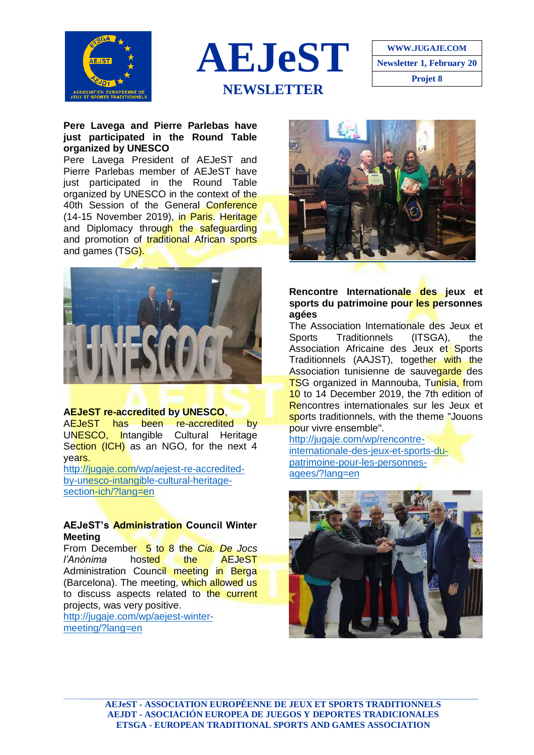# AEJeST

## NEWSLETTER

| WWW.JUGAJE.COM |
| --- |
| Newsletter 1, February 20 |
| Projet 8 |

**Pere Lavega and Pierre Parlebas have just participated in the Round Table organized by UNESCO**

Pere Lavega President of AEJeST and Pierre Parlebas member of AEJeST have just participated in the Round Table organized by UNESCO in the context of the 40th Session of the General Conference (14-15 November 2019), in Paris. Heritage and Diplomacy through the safeguarding and promotion of traditional African sports and games (TSG).

**AEJeST re-accredited by UNESCO**,

AEJeST has been re-accredited by UNESCO, Intangible Cultural Heritage Section (ICH) as an NGO, for the next 4 years.

http://jugaje.com/wp/aejest-re-accredited-by-unesco-intangible-cultural-heritage-section-ich/?lang=en

**AEJeST's Administration Council Winter Meeting**

From December 5 to 8 the *Cia. De Jocs l'Anònima* hosted the AEJeST Administration Council meeting in Berga (Barcelona). The meeting, which allowed us to discuss aspects related to the current projects, was very positive.

http://jugaje.com/wp/aejest-winter-meeting/?lang=en

**Rencontre Internationale des jeux et sports du patrimoine pour les personnes agées**

The Association Internationale des Jeux et Sports Traditionnels (ITSGA), the Association Africaine des Jeux et Sports Traditionnels (AAJST), together with the Association tunisienne de sauvegarde des TSG organized in Mannouba, Tunisia, from 10 to 14 December 2019, the 7th edition of Rencontres internationales sur les Jeux et sports traditionnels, with the theme "Jouons pour vivre ensemble".

http://jugaje.com/wp/rencontre-internationale-des-jeux-et-sports-du-patrimoine-pour-les-personnes-agees/?lang=en

**AEJeST - ASSOCIATION EUROPÉENNE DE JEUX ET SPORTS TRADITIONNELS**
**AEJDT - ASOCIACIÓN EUROPEA DE JUEGOS Y DEPORTES TRADICIONALES**
**ETSGA - EUROPEAN TRADITIONAL SPORTS AND GAMES ASSOCIATION**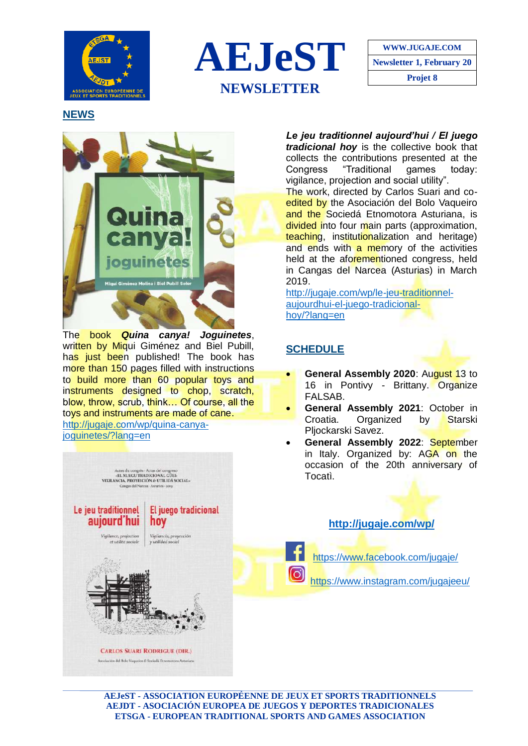# AEJeST NEWSLETTER

| WWW.JUGAJE.COM |
| --- |
| Newsletter 1, February 20 |
| Projet 8 |

## NEWS

The book ***Quina canya! Joguinetes***, written by Miqui Giménez and Biel Pubill, has just been published! The book has more than 150 pages filled with instructions to build more than 60 popular toys and instruments designed to chop, scratch, blow, throw, scrub, think… Of course, all the toys and instruments are made of cane.
http://jugaje.com/wp/quina-canya-joguinetes/?lang=en

***Le jeu traditionnel aujourd'hui / El juego tradicional hoy*** is the collective book that collects the contributions presented at the Congress "Traditional games today: vigilance, projection and social utility".
The work, directed by Carlos Suari and co-edited by the Asociación del Bolo Vaqueiro and the Sociedá Etnomotora Asturiana, is divided into four main parts (approximation, teaching, institutionalization and heritage) and ends with a memory of the activities held at the aforementioned congress, held in Cangas del Narcea (Asturias) in March 2019.
http://jugaje.com/wp/le-jeu-traditionnel-aujourdhui-el-juego-tradicional-hoy/?lang=en

## SCHEDULE

- **General Assembly 2020**: August 13 to 16 in Pontivy - Brittany. Organize FALSAB.
- **General Assembly 2021**: October in Croatia. Organized by Starski Pljockarski Savez.
- **General Assembly 2022**: September in Italy. Organized by: AGA on the occasion of the 20th anniversary of Tocatì.

**http://jugaje.com/wp/**

https://www.facebook.com/jugaje/

https://www.instagram.com/jugajeeu/

AEJeST - ASSOCIATION EUROPÉENNE DE JEUX ET SPORTS TRADITIONNELS
AEJDT - ASOCIACIÓN EUROPEA DE JUEGOS Y DEPORTES TRADICIONALES
ETSGA - EUROPEAN TRADITIONAL SPORTS AND GAMES ASSOCIATION